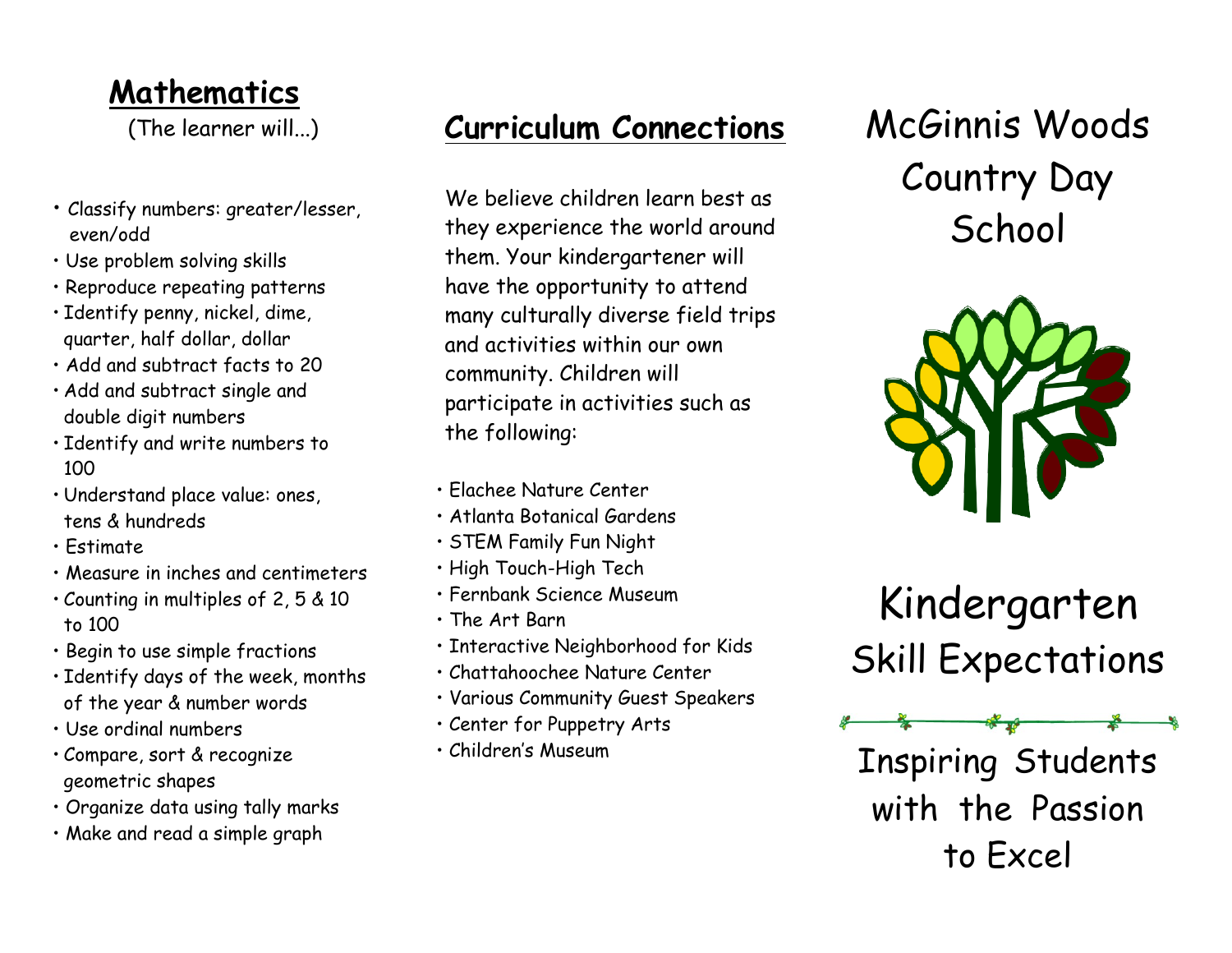## Mathematics

(The learner will...)

- Classify numbers: greater/lesser, even/odd
- Use problem solving skills
- Reproduce repeating patterns
- Identify penny, nickel, dime, quarter, half dollar, dollar
- Add and subtract facts to 20
- Add and subtract single and double digit numbers
- Identify and write numbers to 100
- Understand place value: ones, tens & hundreds
- Estimate
- Measure in inches and centimeters
- Counting in multiples of 2, 5 & 10 to 100
- Begin to use simple fractions
- Identify days of the week, months of the year & number words
- Use ordinal numbers
- Compare, sort & recognize geometric shapes
- Organize data using tally marks
- Make and read a simple graph

## Curriculum Connections

We believe children learn best as they experience the world around them. Your kindergartener will have the opportunity to attend many culturally diverse field trips and activities within our own community. Children will participate in activities such as the following:

- Elachee Nature Center
- Atlanta Botanical Gardens
- STEM Family Fun Night
- High Touch-High Tech
- Fernbank Science Museum
- The Art Barn
- Interactive Neighborhood for Kids
- Chattahoochee Nature Center
- Various Community Guest Speakers
- Center for Puppetry Arts
- Children's Museum

# McGinnis Woods Country Day School

# Kindergarten Skill Expectations

Inspiring Students with the Passion to Excel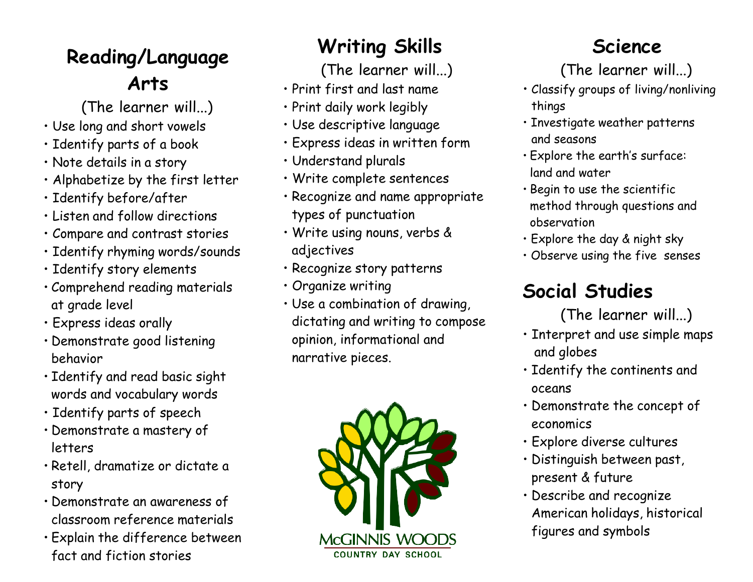## Reading/Language Arts

(The learner will...)

- Use long and short vowels
- Identify parts of a book
- Note details in a story
- Alphabetize by the first letter
- Identify before/after
- Listen and follow directions
- Compare and contrast stories
- Identify rhyming words/sounds
- Identify story elements
- Comprehend reading materials at grade level
- Express ideas orally
- Demonstrate good listening behavior
- Identify and read basic sight words and vocabulary words
- Identify parts of speech
- Demonstrate a mastery of letters
- Retell, dramatize or dictate a story
- Demonstrate an awareness of classroom reference materials
- Explain the difference between fact and fiction stories

## Writing Skills

(The learner will...)

- Print first and last name
- Print daily work legibly
- Use descriptive language
- Express ideas in written form
- Understand plurals
- Write complete sentences
- Recognize and name appropriate types of punctuation
- Write using nouns, verbs & adjectives
- Recognize story patterns
- Organize writing
- Use a combination of drawing, dictating and writing to compose opinion, informational and narrative pieces.

McGINNIS WOODS
COUNTRY DAY SCHOOL

## Science

(The learner will...)

- Classify groups of living/nonliving things
- Investigate weather patterns and seasons
- Explore the earth's surface: land and water
- Begin to use the scientific method through questions and observation
- Explore the day & night sky
- Observe using the five senses

## Social Studies

(The learner will...)

- Interpret and use simple maps and globes
- Identify the continents and oceans
- Demonstrate the concept of economics
- Explore diverse cultures
- Distinguish between past, present & future
- Describe and recognize American holidays, historical figures and symbols